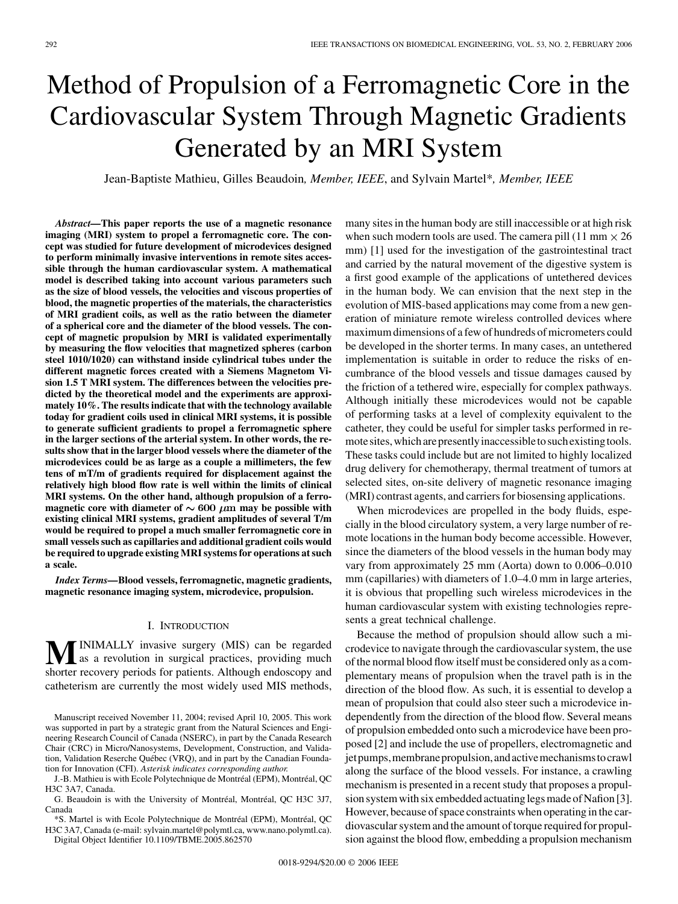# Method of Propulsion of a Ferromagnetic Core in the Cardiovascular System Through Magnetic Gradients Generated by an MRI System

Jean-Baptiste Mathieu, Gilles Beaudoin, *Member, IEEE*, and Sylvain Martel*, *Member, IEEE*

***Abstract*—This paper reports the use of a magnetic resonance imaging (MRI) system to propel a ferromagnetic core. The concept was studied for future development of microdevices designed to perform minimally invasive interventions in remote sites accessible through the human cardiovascular system. A mathematical model is described taking into account various parameters such as the size of blood vessels, the velocities and viscous properties of blood, the magnetic properties of the materials, the characteristics of MRI gradient coils, as well as the ratio between the diameter of a spherical core and the diameter of the blood vessels. The concept of magnetic propulsion by MRI is validated experimentally by measuring the flow velocities that magnetized spheres (carbon steel 1010/1020) can withstand inside cylindrical tubes under the different magnetic forces created with a Siemens Magnetom Vision 1.5 T MRI system. The differences between the velocities predicted by the theoretical model and the experiments are approximately 10%. The results indicate that with the technology available today for gradient coils used in clinical MRI systems, it is possible to generate sufficient gradients to propel a ferromagnetic sphere in the larger sections of the arterial system. In other words, the results show that in the larger blood vessels where the diameter of the microdevices could be as large as a couple a millimeters, the few tens of mT/m of gradients required for displacement against the relatively high blood flow rate is well within the limits of clinical MRI systems. On the other hand, although propulsion of a ferromagnetic core with diameter of $\sim 600$ $\mu$m may be possible with existing clinical MRI systems, gradient amplitudes of several T/m would be required to propel a much smaller ferromagnetic core in small vessels such as capillaries and additional gradient coils would be required to upgrade existing MRI systems for operations at such a scale.**

***Index Terms*—Blood vessels, ferromagnetic, magnetic gradients, magnetic resonance imaging system, microdevice, propulsion.**

## I. Introduction

Minimally invasive surgery (MIS) can be regarded as a revolution in surgical practices, providing much shorter recovery periods for patients. Although endoscopy and catheterism are currently the most widely used MIS methods, many sites in the human body are still inaccessible or at high risk when such modern tools are used. The camera pill (11 mm × 26 mm) [1] used for the investigation of the gastrointestinal tract and carried by the natural movement of the digestive system is a first good example of the applications of untethered devices in the human body. We can envision that the next step in the evolution of MIS-based applications may come from a new generation of miniature remote wireless controlled devices where maximum dimensions of a few of hundreds of micrometers could be developed in the shorter terms. In many cases, an untethered implementation is suitable in order to reduce the risks of encumbrance of the blood vessels and tissue damages caused by the friction of a tethered wire, especially for complex pathways. Although initially these microdevices would not be capable of performing tasks at a level of complexity equivalent to the catheter, they could be useful for simpler tasks performed in remote sites, which are presently inaccessible to such existing tools. These tasks could include but are not limited to highly localized drug delivery for chemotherapy, thermal treatment of tumors at selected sites, on-site delivery of magnetic resonance imaging (MRI) contrast agents, and carriers for biosensing applications.

When microdevices are propelled in the body fluids, especially in the blood circulatory system, a very large number of remote locations in the human body become accessible. However, since the diameters of the blood vessels in the human body may vary from approximately 25 mm (Aorta) down to 0.006–0.010 mm (capillaries) with diameters of 1.0–4.0 mm in large arteries, it is obvious that propelling such wireless microdevices in the human cardiovascular system with existing technologies represents a great technical challenge.

Because the method of propulsion should allow such a microdevice to navigate through the cardiovascular system, the use of the normal blood flow itself must be considered only as a complementary means of propulsion when the travel path is in the direction of the blood flow. As such, it is essential to develop a mean of propulsion that could also steer such a microdevice independently from the direction of the blood flow. Several means of propulsion embedded onto such a microdevice have been proposed [2] and include the use of propellers, electromagnetic and jet pumps, membrane propulsion, and active mechanisms to crawl along the surface of the blood vessels. For instance, a crawling mechanism is presented in a recent study that proposes a propulsion system with six embedded actuating legs made of Nafion [3]. However, because of space constraints when operating in the cardiovascular system and the amount of torque required for propulsion against the blood flow, embedding a propulsion mechanism

Manuscript received November 11, 2004; revised April 10, 2005. This work was supported in part by a strategic grant from the Natural Sciences and Engineering Research Council of Canada (NSERC), in part by the Canada Research Chair (CRC) in Micro/Nanosystems, Development, Construction, and Validation, Validation Reserche Québec (VRQ), and in part by the Canadian Foundation for Innovation (CFI). *Asterisk indicates corresponding author.*

J.-B. Mathieu is with Ecole Polytechnique de Montréal (EPM), Montréal, QC H3C 3A7, Canada.

G. Beaudoin is with the University of Montréal, Montréal, QC H3C 3J7, Canada

*S. Martel is with Ecole Polytechnique de Montréal (EPM), Montréal, QC H3C 3A7, Canada (e-mail: sylvain.martel@polymtl.ca, www.nano.polymtl.ca).

Digital Object Identifier 10.1109/TBME.2005.862570

0018-9294/$20.00 © 2006 IEEE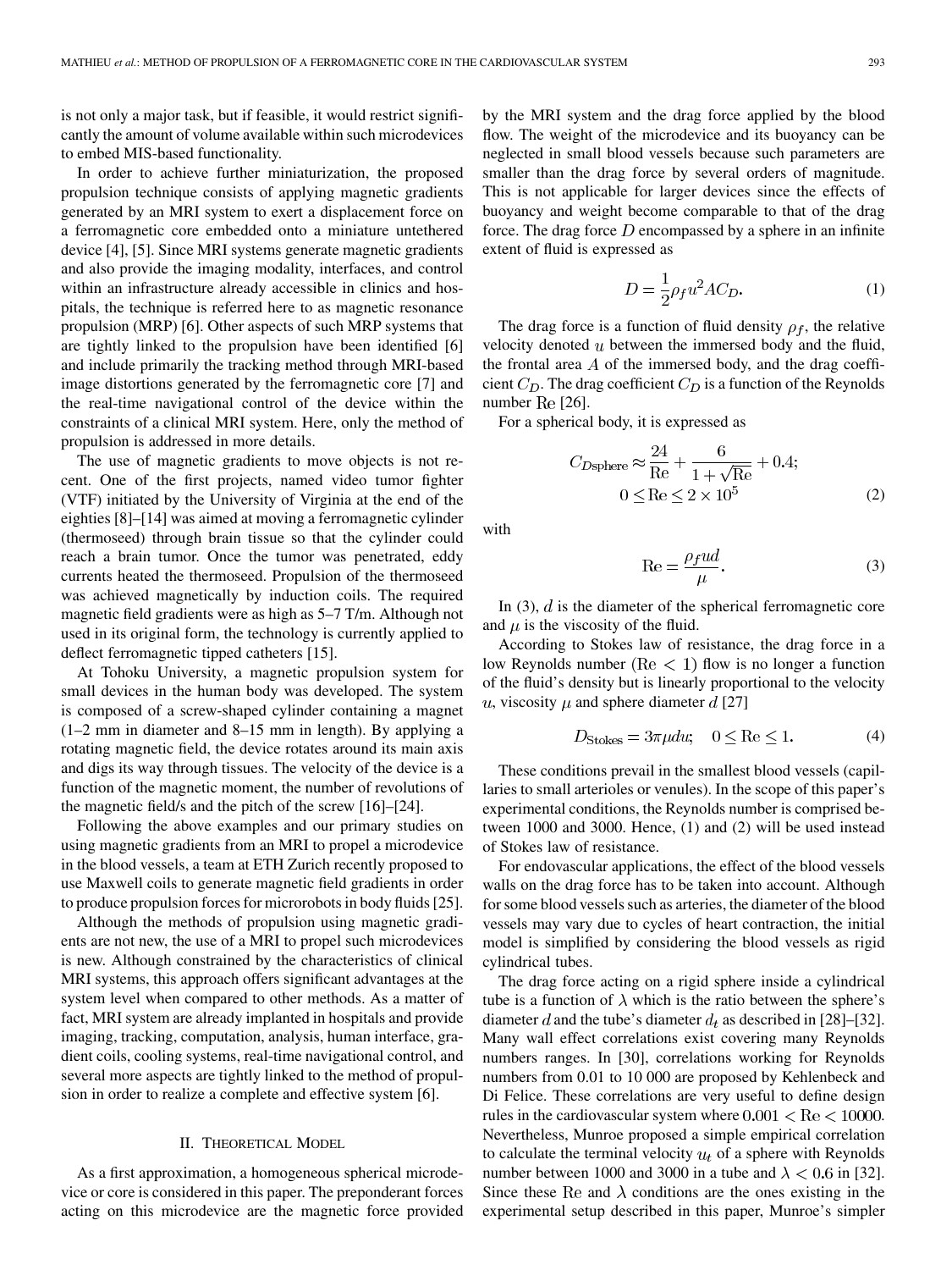is not only a major task, but if feasible, it would restrict significantly the amount of volume available within such microdevices to embed MIS-based functionality.

In order to achieve further miniaturization, the proposed propulsion technique consists of applying magnetic gradients generated by an MRI system to exert a displacement force on a ferromagnetic core embedded onto a miniature untethered device [4], [5]. Since MRI systems generate magnetic gradients and also provide the imaging modality, interfaces, and control within an infrastructure already accessible in clinics and hospitals, the technique is referred here to as magnetic resonance propulsion (MRP) [6]. Other aspects of such MRP systems that are tightly linked to the propulsion have been identified [6] and include primarily the tracking method through MRI-based image distortions generated by the ferromagnetic core [7] and the real-time navigational control of the device within the constraints of a clinical MRI system. Here, only the method of propulsion is addressed in more details.

The use of magnetic gradients to move objects is not recent. One of the first projects, named video tumor fighter (VTF) initiated by the University of Virginia at the end of the eighties [8]–[14] was aimed at moving a ferromagnetic cylinder (thermoseed) through brain tissue so that the cylinder could reach a brain tumor. Once the tumor was penetrated, eddy currents heated the thermoseed. Propulsion of the thermoseed was achieved magnetically by induction coils. The required magnetic field gradients were as high as 5–7 T/m. Although not used in its original form, the technology is currently applied to deflect ferromagnetic tipped catheters [15].

At Tohoku University, a magnetic propulsion system for small devices in the human body was developed. The system is composed of a screw-shaped cylinder containing a magnet (1–2 mm in diameter and 8–15 mm in length). By applying a rotating magnetic field, the device rotates around its main axis and digs its way through tissues. The velocity of the device is a function of the magnetic moment, the number of revolutions of the magnetic field/s and the pitch of the screw [16]–[24].

Following the above examples and our primary studies on using magnetic gradients from an MRI to propel a microdevice in the blood vessels, a team at ETH Zurich recently proposed to use Maxwell coils to generate magnetic field gradients in order to produce propulsion forces for microrobots in body fluids [25].

Although the methods of propulsion using magnetic gradients are not new, the use of a MRI to propel such microdevices is new. Although constrained by the characteristics of clinical MRI systems, this approach offers significant advantages at the system level when compared to other methods. As a matter of fact, MRI system are already implanted in hospitals and provide imaging, tracking, computation, analysis, human interface, gradient coils, cooling systems, real-time navigational control, and several more aspects are tightly linked to the method of propulsion in order to realize a complete and effective system [6].

## II. Theoretical Model

As a first approximation, a homogeneous spherical microdevice or core is considered in this paper. The preponderant forces acting on this microdevice are the magnetic force provided by the MRI system and the drag force applied by the blood flow. The weight of the microdevice and its buoyancy can be neglected in small blood vessels because such parameters are smaller than the drag force by several orders of magnitude. This is not applicable for larger devices since the effects of buoyancy and weight become comparable to that of the drag force. The drag force $D$ encompassed by a sphere in an infinite extent of fluid is expressed as

$$D = \frac{1}{2}\rho_f u^2 A C_D. \tag{1}$$

The drag force is a function of fluid density $\rho_f$, the relative velocity denoted $u$ between the immersed body and the fluid, the frontal area $A$ of the immersed body, and the drag coefficient $C_D$. The drag coefficient $C_D$ is a function of the Reynolds number $\mathrm{Re}$ [26].

For a spherical body, it is expressed as

$$C_{D\text{sphere}} \approx \frac{24}{\mathrm{Re}} + \frac{6}{1+\sqrt{\mathrm{Re}}} + 0.4; \quad 0 \leq \mathrm{Re} \leq 2 \times 10^5 \tag{2}$$

with

$$\mathrm{Re} = \frac{\rho_f u d}{\mu}. \tag{3}$$

In (3), $d$ is the diameter of the spherical ferromagnetic core and $\mu$ is the viscosity of the fluid.

According to Stokes law of resistance, the drag force in a low Reynolds number ($\mathrm{Re} < 1$) flow is no longer a function of the fluid's density but is linearly proportional to the velocity $u$, viscosity $\mu$ and sphere diameter $d$ [27]

$$D_{\text{Stokes}} = 3\pi\mu d u; \quad 0 \leq \mathrm{Re} \leq 1. \tag{4}$$

These conditions prevail in the smallest blood vessels (capillaries to small arterioles or venules). In the scope of this paper's experimental conditions, the Reynolds number is comprised between 1000 and 3000. Hence, (1) and (2) will be used instead of Stokes law of resistance.

For endovascular applications, the effect of the blood vessels walls on the drag force has to be taken into account. Although for some blood vessels such as arteries, the diameter of the blood vessels may vary due to cycles of heart contraction, the initial model is simplified by considering the blood vessels as rigid cylindrical tubes.

The drag force acting on a rigid sphere inside a cylindrical tube is a function of $\lambda$ which is the ratio between the sphere's diameter $d$ and the tube's diameter $d_t$ as described in [28]–[32]. Many wall effect correlations exist covering many Reynolds numbers ranges. In [30], correlations working for Reynolds numbers from 0.01 to 10 000 are proposed by Kehlenbeck and Di Felice. These correlations are very useful to define design rules in the cardiovascular system where $0.001 < \mathrm{Re} < 10000$. Nevertheless, Munroe proposed a simple empirical correlation to calculate the terminal velocity $u_t$ of a sphere with Reynolds number between 1000 and 3000 in a tube and $\lambda < 0.6$ in [32]. Since these $\mathrm{Re}$ and $\lambda$ conditions are the ones existing in the experimental setup described in this paper, Munroe's simpler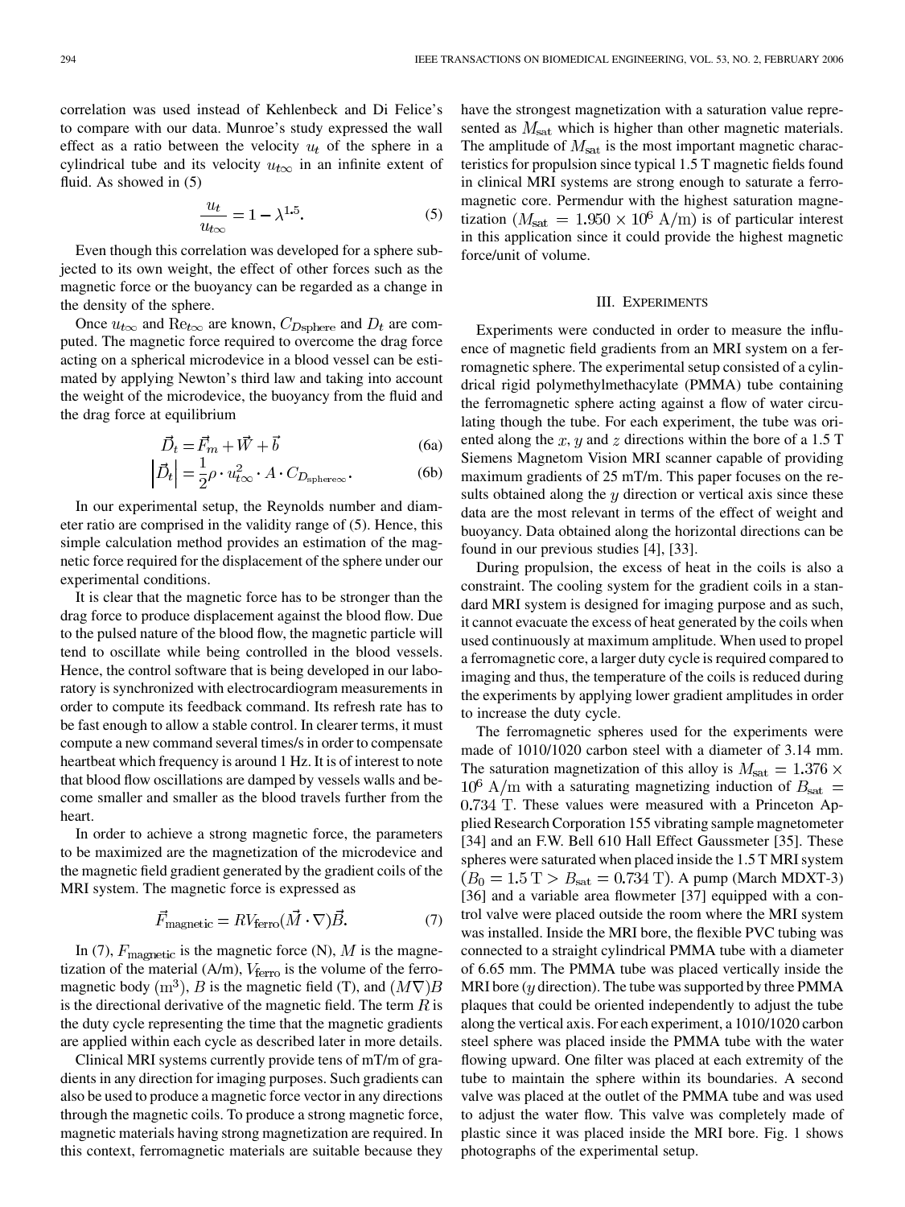correlation was used instead of Kehlenbeck and Di Felice's to compare with our data. Munroe's study expressed the wall effect as a ratio between the velocity $u_t$ of the sphere in a cylindrical tube and its velocity $u_{t\infty}$ in an infinite extent of fluid. As showed in (5)

$$\frac{u_t}{u_{t\infty}} = 1 - \lambda^{1.5}. \tag{5}$$

Even though this correlation was developed for a sphere subjected to its own weight, the effect of other forces such as the magnetic force or the buoyancy can be regarded as a change in the density of the sphere.

Once $u_{t\infty}$ and $\mathrm{Re}_{t\infty}$ are known, $C_{D\mathrm{sphere}}$ and $D_t$ are computed. The magnetic force required to overcome the drag force acting on a spherical microdevice in a blood vessel can be estimated by applying Newton's third law and taking into account the weight of the microdevice, the buoyancy from the fluid and the drag force at equilibrium

$$\vec{D}_t = \vec{F}_m + \vec{W} + \vec{b} \tag{6a}$$

$$\left|\vec{D}_t\right| = \frac{1}{2}\rho \cdot u_{t\infty}^2 \cdot A \cdot C_{D_{\mathrm{sphere}\infty}}. \tag{6b}$$

In our experimental setup, the Reynolds number and diameter ratio are comprised in the validity range of (5). Hence, this simple calculation method provides an estimation of the magnetic force required for the displacement of the sphere under our experimental conditions.

It is clear that the magnetic force has to be stronger than the drag force to produce displacement against the blood flow. Due to the pulsed nature of the blood flow, the magnetic particle will tend to oscillate while being controlled in the blood vessels. Hence, the control software that is being developed in our laboratory is synchronized with electrocardiogram measurements in order to compute its feedback command. Its refresh rate has to be fast enough to allow a stable control. In clearer terms, it must compute a new command several times/s in order to compensate heartbeat which frequency is around 1 Hz. It is of interest to note that blood flow oscillations are damped by vessels walls and become smaller and smaller as the blood travels further from the heart.

In order to achieve a strong magnetic force, the parameters to be maximized are the magnetization of the microdevice and the magnetic field gradient generated by the gradient coils of the MRI system. The magnetic force is expressed as

$$\vec{F}_{\mathrm{magnetic}} = R V_{\mathrm{ferro}} (\vec{M} \cdot \nabla)\vec{B}. \tag{7}$$

In (7), $F_{\mathrm{magnetic}}$ is the magnetic force (N), $M$ is the magnetization of the material (A/m), $V_{\mathrm{ferro}}$ is the volume of the ferromagnetic body $(\mathrm{m}^3)$, $B$ is the magnetic field (T), and $(M\nabla)B$ is the directional derivative of the magnetic field. The term $R$ is the duty cycle representing the time that the magnetic gradients are applied within each cycle as described later in more details.

Clinical MRI systems currently provide tens of mT/m of gradients in any direction for imaging purposes. Such gradients can also be used to produce a magnetic force vector in any directions through the magnetic coils. To produce a strong magnetic force, magnetic materials having strong magnetization are required. In this context, ferromagnetic materials are suitable because they have the strongest magnetization with a saturation value represented as $M_{\mathrm{sat}}$ which is higher than other magnetic materials. The amplitude of $M_{\mathrm{sat}}$ is the most important magnetic characteristics for propulsion since typical 1.5 T magnetic fields found in clinical MRI systems are strong enough to saturate a ferromagnetic core. Permendur with the highest saturation magnetization ($M_{\mathrm{sat}} = 1.950 \times 10^6$ A/m) is of particular interest in this application since it could provide the highest magnetic force/unit of volume.

## III. Experiments

Experiments were conducted in order to measure the influence of magnetic field gradients from an MRI system on a ferromagnetic sphere. The experimental setup consisted of a cylindrical rigid polymethylmethacylate (PMMA) tube containing the ferromagnetic sphere acting against a flow of water circulating though the tube. For each experiment, the tube was oriented along the $x$, $y$ and $z$ directions within the bore of a 1.5 T Siemens Magnetom Vision MRI scanner capable of providing maximum gradients of 25 mT/m. This paper focuses on the results obtained along the $y$ direction or vertical axis since these data are the most relevant in terms of the effect of weight and buoyancy. Data obtained along the horizontal directions can be found in our previous studies [4], [33].

During propulsion, the excess of heat in the coils is also a constraint. The cooling system for the gradient coils in a standard MRI system is designed for imaging purpose and as such, it cannot evacuate the excess of heat generated by the coils when used continuously at maximum amplitude. When used to propel a ferromagnetic core, a larger duty cycle is required compared to imaging and thus, the temperature of the coils is reduced during the experiments by applying lower gradient amplitudes in order to increase the duty cycle.

The ferromagnetic spheres used for the experiments were made of 1010/1020 carbon steel with a diameter of 3.14 mm. The saturation magnetization of this alloy is $M_{\mathrm{sat}} = 1.376 \times 10^6$ A/m with a saturating magnetizing induction of $B_{\mathrm{sat}} = 0.734$ T. These values were measured with a Princeton Applied Research Corporation 155 vibrating sample magnetometer [34] and an F.W. Bell 610 Hall Effect Gaussmeter [35]. These spheres were saturated when placed inside the 1.5 T MRI system ($B_0 = 1.5\ \mathrm{T} > B_{\mathrm{sat}} = 0.734\ \mathrm{T}$). A pump (March MDXT-3) [36] and a variable area flowmeter [37] equipped with a control valve were placed outside the room where the MRI system was installed. Inside the MRI bore, the flexible PVC tubing was connected to a straight cylindrical PMMA tube with a diameter of 6.65 mm. The PMMA tube was placed vertically inside the MRI bore ($y$ direction). The tube was supported by three PMMA plaques that could be oriented independently to adjust the tube along the vertical axis. For each experiment, a 1010/1020 carbon steel sphere was placed inside the PMMA tube with the water flowing upward. One filter was placed at each extremity of the tube to maintain the sphere within its boundaries. A second valve was placed at the outlet of the PMMA tube and was used to adjust the water flow. This valve was completely made of plastic since it was placed inside the MRI bore. Fig. 1 shows photographs of the experimental setup.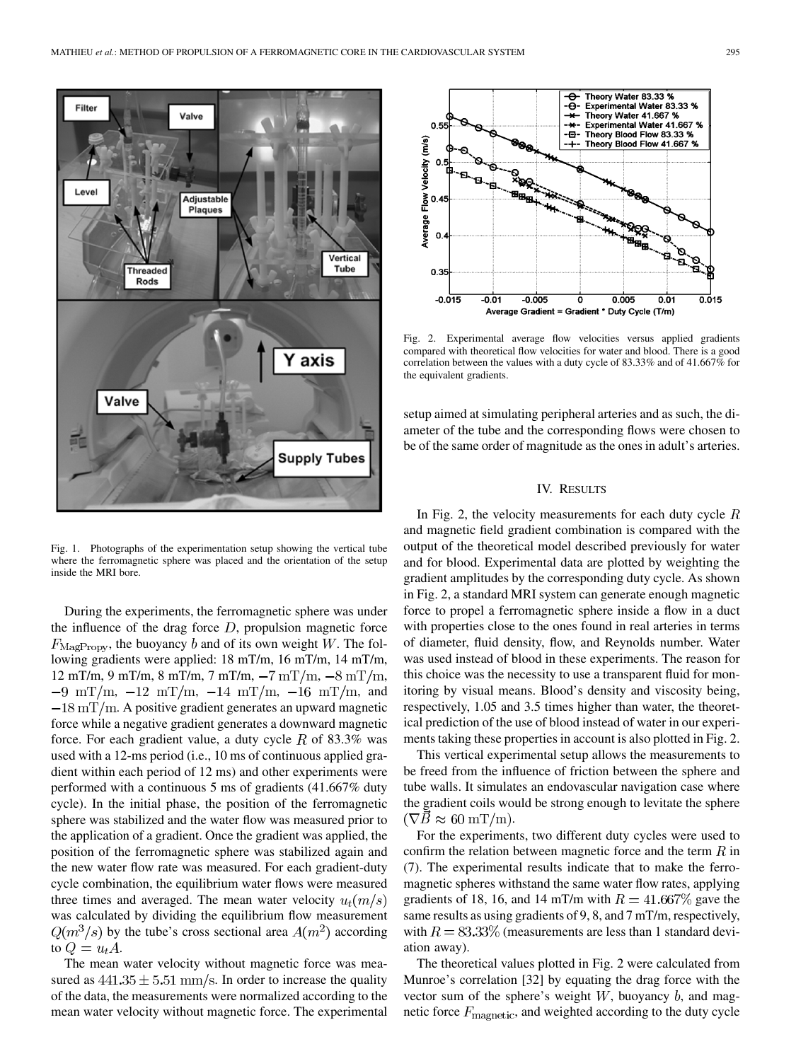Fig. 1. Photographs of the experimentation setup showing the vertical tube where the ferromagnetic sphere was placed and the orientation of the setup inside the MRI bore.

During the experiments, the ferromagnetic sphere was under the influence of the drag force $D$, propulsion magnetic force $F_{\mathrm{MagPropy}}$, the buoyancy $b$ and of its own weight $W$. The following gradients were applied: 18 mT/m, 16 mT/m, 14 mT/m, 12 mT/m, 9 mT/m, 8 mT/m, 7 mT/m, $-7\ \mathrm{mT/m}$, $-8\ \mathrm{mT/m}$, $-9\ \mathrm{mT/m}$, $-12\ \mathrm{mT/m}$, $-14\ \mathrm{mT/m}$, $-16\ \mathrm{mT/m}$, and $-18\ \mathrm{mT/m}$. A positive gradient generates an upward magnetic force while a negative gradient generates a downward magnetic force. For each gradient value, a duty cycle $R$ of 83.3% was used with a 12-ms period (i.e., 10 ms of continuous applied gradient within each period of 12 ms) and other experiments were performed with a continuous 5 ms of gradients (41.667% duty cycle). In the initial phase, the position of the ferromagnetic sphere was stabilized and the water flow was measured prior to the application of a gradient. Once the gradient was applied, the position of the ferromagnetic sphere was stabilized again and the new water flow rate was measured. For each gradient-duty cycle combination, the equilibrium water flows were measured three times and averaged. The mean water velocity $u_t(m/s)$ was calculated by dividing the equilibrium flow measurement $Q(m^3/s)$ by the tube's cross sectional area $A(m^2)$ according to $Q = u_t A$.

The mean water velocity without magnetic force was measured as $441.35 \pm 5.51\ \mathrm{mm/s}$. In order to increase the quality of the data, the measurements were normalized according to the mean water velocity without magnetic force. The experimental setup aimed at simulating peripheral arteries and as such, the diameter of the tube and the corresponding flows were chosen to be of the same order of magnitude as the ones in adult's arteries.

Fig. 2. Experimental average flow velocities versus applied gradients compared with theoretical flow velocities for water and blood. There is a good correlation between the values with a duty cycle of 83.33% and of 41.667% for the equivalent gradients.

## IV. Results

In Fig. 2, the velocity measurements for each duty cycle $R$ and magnetic field gradient combination is compared with the output of the theoretical model described previously for water and for blood. Experimental data are plotted by weighting the gradient amplitudes by the corresponding duty cycle. As shown in Fig. 2, a standard MRI system can generate enough magnetic force to propel a ferromagnetic sphere inside a flow in a duct with properties close to the ones found in real arteries in terms of diameter, fluid density, flow, and Reynolds number. Water was used instead of blood in these experiments. The reason for this choice was the necessity to use a transparent fluid for monitoring by visual means. Blood's density and viscosity being, respectively, 1.05 and 3.5 times higher than water, the theoretical prediction of the use of blood instead of water in our experiments taking these properties in account is also plotted in Fig. 2.

This vertical experimental setup allows the measurements to be freed from the influence of friction between the sphere and tube walls. It simulates an endovascular navigation case where the gradient coils would be strong enough to levitate the sphere ($\nabla \vec{B} \approx 60\ \mathrm{mT/m}$).

For the experiments, two different duty cycles were used to confirm the relation between magnetic force and the term $R$ in (7). The experimental results indicate that to make the ferromagnetic spheres withstand the same water flow rates, applying gradients of 18, 16, and 14 mT/m with $R = 41.667\%$ gave the same results as using gradients of 9, 8, and 7 mT/m, respectively, with $R = 83.33\%$ (measurements are less than 1 standard deviation away).

The theoretical values plotted in Fig. 2 were calculated from Munroe's correlation [32] by equating the drag force with the vector sum of the sphere's weight $W$, buoyancy $b$, and magnetic force $F_{\mathrm{magnetic}}$, and weighted according to the duty cycle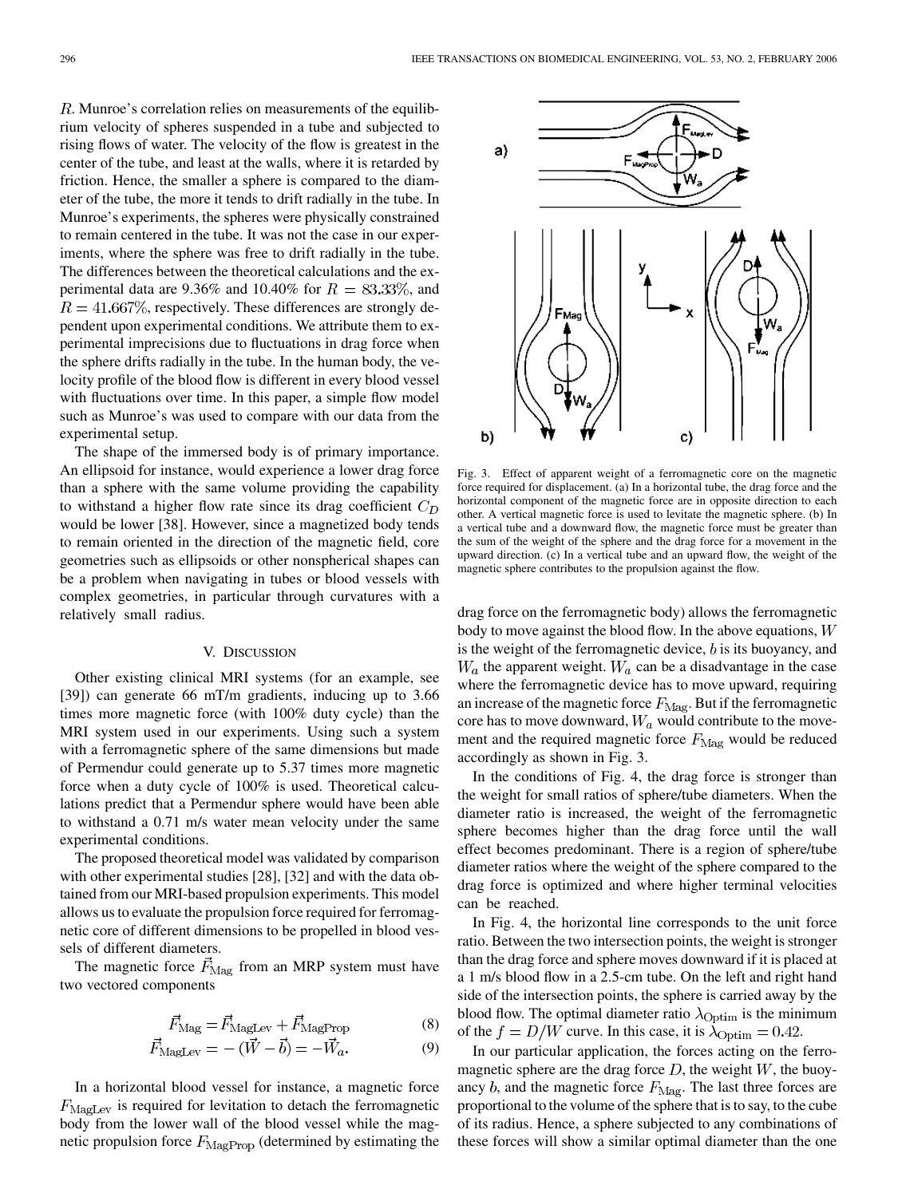$R$. Munroe's correlation relies on measurements of the equilibrium velocity of spheres suspended in a tube and subjected to rising flows of water. The velocity of the flow is greatest in the center of the tube, and least at the walls, where it is retarded by friction. Hence, the smaller a sphere is compared to the diameter of the tube, the more it tends to drift radially in the tube. In Munroe's experiments, the spheres were physically constrained to remain centered in the tube. It was not the case in our experiments, where the sphere was free to drift radially in the tube. The differences between the theoretical calculations and the experimental data are 9.36% and 10.40% for $R = 83.33\%$, and $R = 41.667\%$, respectively. These differences are strongly dependent upon experimental conditions. We attribute them to experimental imprecisions due to fluctuations in drag force when the sphere drifts radially in the tube. In the human body, the velocity profile of the blood flow is different in every blood vessel with fluctuations over time. In this paper, a simple flow model such as Munroe's was used to compare with our data from the experimental setup.

The shape of the immersed body is of primary importance. An ellipsoid for instance, would experience a lower drag force than a sphere with the same volume providing the capability to withstand a higher flow rate since its drag coefficient $C_D$ would be lower [38]. However, since a magnetized body tends to remain oriented in the direction of the magnetic field, core geometries such as ellipsoids or other nonspherical shapes can be a problem when navigating in tubes or blood vessels with complex geometries, in particular through curvatures with a relatively small radius.

## V. Discussion

Other existing clinical MRI systems (for an example, see [39]) can generate 66 mT/m gradients, inducing up to 3.66 times more magnetic force (with 100% duty cycle) than the MRI system used in our experiments. Using such a system with a ferromagnetic sphere of the same dimensions but made of Permendur could generate up to 5.37 times more magnetic force when a duty cycle of 100% is used. Theoretical calculations predict that a Permendur sphere would have been able to withstand a 0.71 m/s water mean velocity under the same experimental conditions.

The proposed theoretical model was validated by comparison with other experimental studies [28], [32] and with the data obtained from our MRI-based propulsion experiments. This model allows us to evaluate the propulsion force required for ferromagnetic core of different dimensions to be propelled in blood vessels of different diameters.

The magnetic force $\vec{F}_{\text{Mag}}$ from an MRP system must have two vectored components

$$\vec{F}_{\text{Mag}} = \vec{F}_{\text{MagLev}} + \vec{F}_{\text{MagProp}} \tag{8}$$

$$\vec{F}_{\text{MagLev}} = -(\vec{W} - \vec{b}) = -\vec{W}_a. \tag{9}$$

In a horizontal blood vessel for instance, a magnetic force $F_{\text{MagLev}}$ is required for levitation to detach the ferromagnetic body from the lower wall of the blood vessel while the magnetic propulsion force $F_{\text{MagProp}}$ (determined by estimating the drag force on the ferromagnetic body) allows the ferromagnetic body to move against the blood flow. In the above equations, $W$ is the weight of the ferromagnetic device, $b$ is its buoyancy, and $W_a$ the apparent weight. $W_a$ can be a disadvantage in the case where the ferromagnetic device has to move upward, requiring an increase of the magnetic force $F_{\text{Mag}}$. But if the ferromagnetic core has to move downward, $W_a$ would contribute to the movement and the required magnetic force $F_{\text{Mag}}$ would be reduced accordingly as shown in Fig. 3.

Fig. 3. Effect of apparent weight of a ferromagnetic core on the magnetic force required for displacement. (a) In a horizontal tube, the drag force and the horizontal component of the magnetic force are in opposite direction to each other. A vertical magnetic force is used to levitate the magnetic sphere. (b) In a vertical tube and a downward flow, the magnetic force must be greater than the sum of the weight of the sphere and the drag force for a movement in the upward direction. (c) In a vertical tube and an upward flow, the weight of the magnetic sphere contributes to the propulsion against the flow.

In the conditions of Fig. 4, the drag force is stronger than the weight for small ratios of sphere/tube diameters. When the diameter ratio is increased, the weight of the ferromagnetic sphere becomes higher than the drag force until the wall effect becomes predominant. There is a region of sphere/tube diameter ratios where the weight of the sphere compared to the drag force is optimized and where higher terminal velocities can be reached.

In Fig. 4, the horizontal line corresponds to the unit force ratio. Between the two intersection points, the weight is stronger than the drag force and sphere moves downward if it is placed at a 1 m/s blood flow in a 2.5-cm tube. On the left and right hand side of the intersection points, the sphere is carried away by the blood flow. The optimal diameter ratio $\lambda_{\text{Optim}}$ is the minimum of the $f = D/W$ curve. In this case, it is $\lambda_{\text{Optim}} = 0.42$.

In our particular application, the forces acting on the ferromagnetic sphere are the drag force $D$, the weight $W$, the buoyancy $b$, and the magnetic force $F_{\text{Mag}}$. The last three forces are proportional to the volume of the sphere that is to say, to the cube of its radius. Hence, a sphere subjected to any combinations of these forces will show a similar optimal diameter than the one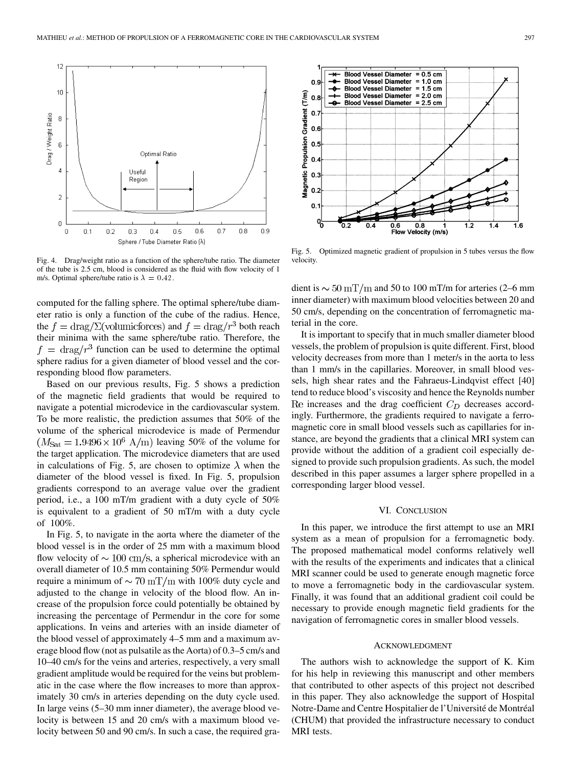Fig. 4. Drag/weight ratio as a function of the sphere/tube ratio. The diameter of the tube is 2.5 cm, blood is considered as the fluid with flow velocity of 1 m/s. Optimal sphere/tube ratio is $\lambda = 0.42$.

Fig. 5. Optimized magnetic gradient of propulsion in 5 tubes versus the flow velocity.

computed for the falling sphere. The optimal sphere/tube diameter ratio is only a function of the cube of the radius. Hence, the $f = \text{drag}/\Sigma(\text{volumicforces})$ and $f = \text{drag}/r^3$ both reach their minima with the same sphere/tube ratio. Therefore, the $f = \text{drag}/r^3$ function can be used to determine the optimal sphere radius for a given diameter of blood vessel and the corresponding blood flow parameters.

Based on our previous results, Fig. 5 shows a prediction of the magnetic field gradients that would be required to navigate a potential microdevice in the cardiovascular system. To be more realistic, the prediction assumes that 50% of the volume of the spherical microdevice is made of Permendur ($M_{\text{Sat}} = 1.9496 \times 10^6$ A/m) leaving 50% of the volume for the target application. The microdevice diameters that are used in calculations of Fig. 5, are chosen to optimize $\lambda$ when the diameter of the blood vessel is fixed. In Fig. 5, propulsion gradients correspond to an average value over the gradient period, i.e., a 100 mT/m gradient with a duty cycle of 50% is equivalent to a gradient of 50 mT/m with a duty cycle of 100%.

In Fig. 5, to navigate in the aorta where the diameter of the blood vessel is in the order of 25 mm with a maximum blood flow velocity of $\sim 100$ cm/s, a spherical microdevice with an overall diameter of 10.5 mm containing 50% Permendur would require a minimum of $\sim 70$ mT/m with 100% duty cycle and adjusted to the change in velocity of the blood flow. An increase of the propulsion force could potentially be obtained by increasing the percentage of Permendur in the core for some applications. In veins and arteries with an inside diameter of the blood vessel of approximately 4–5 mm and a maximum average blood flow (not as pulsatile as the Aorta) of 0.3–5 cm/s and 10–40 cm/s for the veins and arteries, respectively, a very small gradient amplitude would be required for the veins but problematic in the case where the flow increases to more than approximately 30 cm/s in arteries depending on the duty cycle used. In large veins (5–30 mm inner diameter), the average blood velocity is between 15 and 20 cm/s with a maximum blood velocity between 50 and 90 cm/s. In such a case, the required gradient is $\sim 50$ mT/m and 50 to 100 mT/m for arteries (2–6 mm inner diameter) with maximum blood velocities between 20 and 50 cm/s, depending on the concentration of ferromagnetic material in the core.

It is important to specify that in much smaller diameter blood vessels, the problem of propulsion is quite different. First, blood velocity decreases from more than 1 meter/s in the aorta to less than 1 mm/s in the capillaries. Moreover, in small blood vessels, high shear rates and the Fahraeus-Lindqvist effect [40] tend to reduce blood's viscosity and hence the Reynolds number Re increases and the drag coefficient $C_D$ decreases accordingly. Furthermore, the gradients required to navigate a ferromagnetic core in small blood vessels such as capillaries for instance, are beyond the gradients that a clinical MRI system can provide without the addition of a gradient coil especially designed to provide such propulsion gradients. As such, the model described in this paper assumes a larger sphere propelled in a corresponding larger blood vessel.

## VI. Conclusion

In this paper, we introduce the first attempt to use an MRI system as a mean of propulsion for a ferromagnetic body. The proposed mathematical model conforms relatively well with the results of the experiments and indicates that a clinical MRI scanner could be used to generate enough magnetic force to move a ferromagnetic body in the cardiovascular system. Finally, it was found that an additional gradient coil could be necessary to provide enough magnetic field gradients for the navigation of ferromagnetic cores in smaller blood vessels.

## Acknowledgment

The authors wish to acknowledge the support of K. Kim for his help in reviewing this manuscript and other members that contributed to other aspects of this project not described in this paper. They also acknowledge the support of Hospital Notre-Dame and Centre Hospitalier de l'Université de Montréal (CHUM) that provided the infrastructure necessary to conduct MRI tests.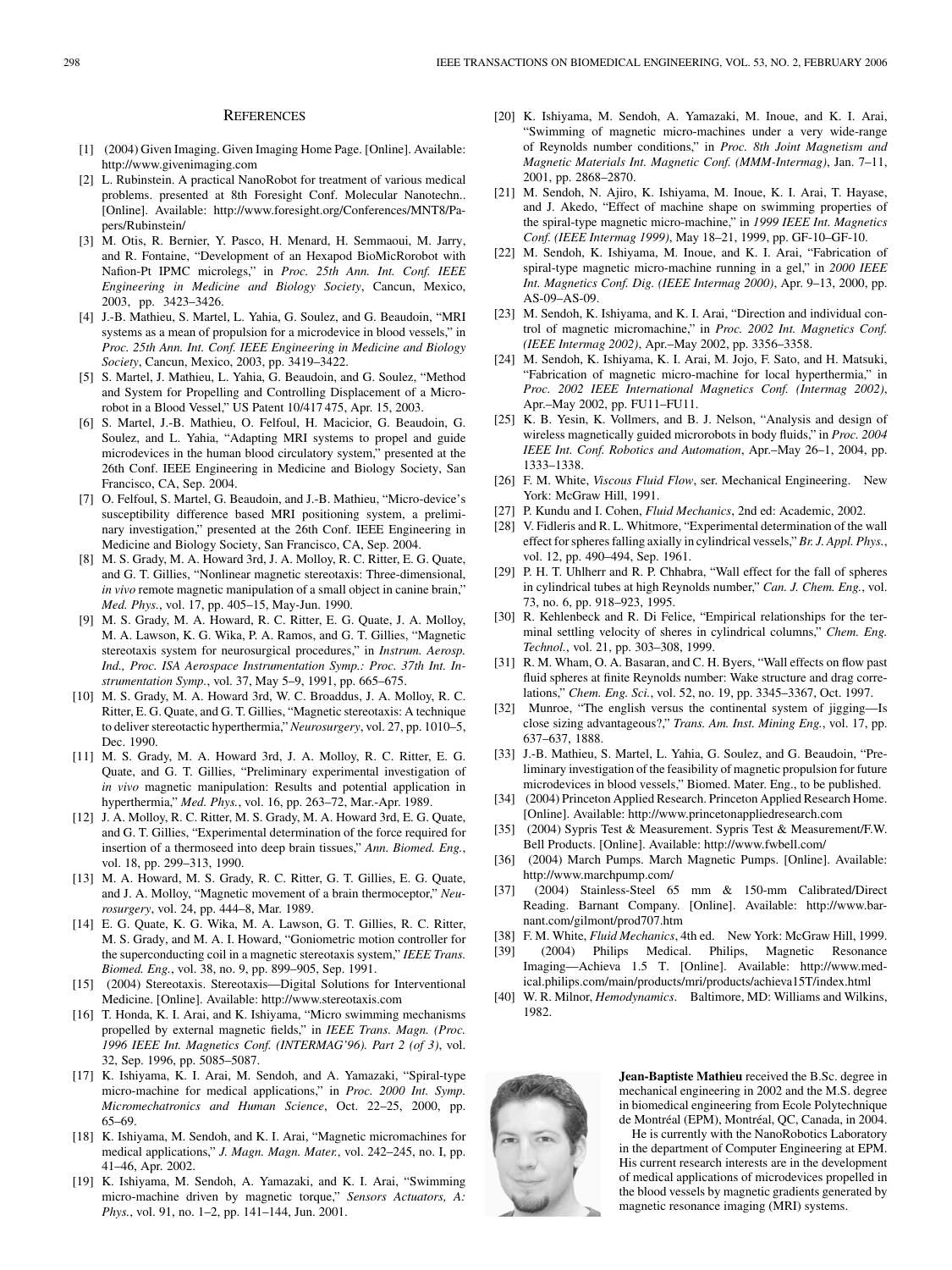## References

[1] (2004) Given Imaging. Given Imaging Home Page. [Online]. Available: http://www.givenimaging.com

[2] L. Rubinstein. A practical NanoRobot for treatment of various medical problems. presented at 8th Foresight Conf. Molecular Nanotechn.. [Online]. Available: http://www.foresight.org/Conferences/MNT8/Papers/Rubinstein/

[3] M. Otis, R. Bernier, Y. Pasco, H. Menard, H. Semmaoui, M. Jarry, and R. Fontaine, "Development of an Hexapod BioMicRorobot with Nafion-Pt IPMC microlegs," in *Proc. 25th Ann. Int. Conf. IEEE Engineering in Medicine and Biology Society*, Cancun, Mexico, 2003, pp. 3423–3426.

[4] J.-B. Mathieu, S. Martel, L. Yahia, G. Soulez, and G. Beaudoin, "MRI systems as a mean of propulsion for a microdevice in blood vessels," in *Proc. 25th Ann. Int. Conf. IEEE Engineering in Medicine and Biology Society*, Cancun, Mexico, 2003, pp. 3419–3422.

[5] S. Martel, J. Mathieu, L. Yahia, G. Beaudoin, and G. Soulez, "Method and System for Propelling and Controlling Displacement of a Microrobot in a Blood Vessel," US Patent 10/417 475, Apr. 15, 2003.

[6] S. Martel, J.-B. Mathieu, O. Felfoul, H. Macicior, G. Beaudoin, G. Soulez, and L. Yahia, "Adapting MRI systems to propel and guide microdevices in the human blood circulatory system," presented at the 26th Conf. IEEE Engineering in Medicine and Biology Society, San Francisco, CA, Sep. 2004.

[7] O. Felfoul, S. Martel, G. Beaudoin, and J.-B. Mathieu, "Micro-device's susceptibility difference based MRI positioning system, a preliminary investigation," presented at the 26th Conf. IEEE Engineering in Medicine and Biology Society, San Francisco, CA, Sep. 2004.

[8] M. S. Grady, M. A. Howard 3rd, J. A. Molloy, R. C. Ritter, E. G. Quate, and G. T. Gillies, "Nonlinear magnetic stereotaxis: Three-dimensional, *in vivo* remote magnetic manipulation of a small object in canine brain," *Med. Phys.*, vol. 17, pp. 405–15, May-Jun. 1990.

[9] M. S. Grady, M. A. Howard, R. C. Ritter, E. G. Quate, J. A. Molloy, M. A. Lawson, K. G. Wika, P. A. Ramos, and G. T. Gillies, "Magnetic stereotaxis system for neurosurgical procedures," in *Instrum. Aerosp. Ind., Proc. ISA Aerospace Instrumentation Symp.: Proc. 37th Int. Instrumentation Symp.*, vol. 37, May 5–9, 1991, pp. 665–675.

[10] M. S. Grady, M. A. Howard 3rd, W. C. Broaddus, J. A. Molloy, R. C. Ritter, E. G. Quate, and G. T. Gillies, "Magnetic stereotaxis: A technique to deliver stereotactic hyperthermia," *Neurosurgery*, vol. 27, pp. 1010–5, Dec. 1990.

[11] M. S. Grady, M. A. Howard 3rd, J. A. Molloy, R. C. Ritter, E. G. Quate, and G. T. Gillies, "Preliminary experimental investigation of *in vivo* magnetic manipulation: Results and potential application in hyperthermia," *Med. Phys.*, vol. 16, pp. 263–72, Mar.-Apr. 1989.

[12] J. A. Molloy, R. C. Ritter, M. S. Grady, M. A. Howard 3rd, E. G. Quate, and G. T. Gillies, "Experimental determination of the force required for insertion of a thermoseed into deep brain tissues," *Ann. Biomed. Eng.*, vol. 18, pp. 299–313, 1990.

[13] M. A. Howard, M. S. Grady, R. C. Ritter, G. T. Gillies, E. G. Quate, and J. A. Molloy, "Magnetic movement of a brain thermoceptor," *Neurosurgery*, vol. 24, pp. 444–8, Mar. 1989.

[14] E. G. Quate, K. G. Wika, M. A. Lawson, G. T. Gillies, R. C. Ritter, M. S. Grady, and M. A. I. Howard, "Goniometric motion controller for the superconducting coil in a magnetic stereotaxis system," *IEEE Trans. Biomed. Eng.*, vol. 38, no. 9, pp. 899–905, Sep. 1991.

[15] (2004) Stereotaxis. Stereotaxis—Digital Solutions for Interventional Medicine. [Online]. Available: http://www.stereotaxis.com

[16] T. Honda, K. I. Arai, and K. Ishiyama, "Micro swimming mechanisms propelled by external magnetic fields," in *IEEE Trans. Magn. (Proc. 1996 IEEE Int. Magnetics Conf. (INTERMAG'96). Part 2 (of 3)*, vol. 32, Sep. 1996, pp. 5085–5087.

[17] K. Ishiyama, K. I. Arai, M. Sendoh, and A. Yamazaki, "Spiral-type micro-machine for medical applications," in *Proc. 2000 Int. Symp. Micromechatronics and Human Science*, Oct. 22–25, 2000, pp. 65–69.

[18] K. Ishiyama, M. Sendoh, and K. I. Arai, "Magnetic micromachines for medical applications," *J. Magn. Magn. Mater.*, vol. 242–245, no. I, pp. 41–46, Apr. 2002.

[19] K. Ishiyama, M. Sendoh, A. Yamazaki, and K. I. Arai, "Swimming micro-machine driven by magnetic torque," *Sensors Actuators, A: Phys.*, vol. 91, no. 1–2, pp. 141–144, Jun. 2001.

[20] K. Ishiyama, M. Sendoh, A. Yamazaki, M. Inoue, and K. I. Arai, "Swimming of magnetic micro-machines under a very wide-range of Reynolds number conditions," in *Proc. 8th Joint Magnetism and Magnetic Materials Int. Magnetic Conf. (MMM-Intermag)*, Jan. 7–11, 2001, pp. 2868–2870.

[21] M. Sendoh, N. Ajiro, K. Ishiyama, M. Inoue, K. I. Arai, T. Hayase, and J. Akedo, "Effect of machine shape on swimming properties of the spiral-type magnetic micro-machine," in *1999 IEEE Int. Magnetics Conf. (IEEE Intermag 1999)*, May 18–21, 1999, pp. GF-10–GF-10.

[22] M. Sendoh, K. Ishiyama, M. Inoue, and K. I. Arai, "Fabrication of spiral-type magnetic micro-machine running in a gel," in *2000 IEEE Int. Magnetics Conf. Dig. (IEEE Intermag 2000)*, Apr. 9–13, 2000, pp. AS-09–AS-09.

[23] M. Sendoh, K. Ishiyama, and K. I. Arai, "Direction and individual control of magnetic micromachine," in *Proc. 2002 Int. Magnetics Conf. (IEEE Intermag 2002)*, Apr.–May 2002, pp. 3356–3358.

[24] M. Sendoh, K. Ishiyama, K. I. Arai, M. Jojo, F. Sato, and H. Matsuki, "Fabrication of magnetic micro-machine for local hyperthermia," in *Proc. 2002 IEEE International Magnetics Conf. (Intermag 2002)*, Apr.–May 2002, pp. FU11–FU11.

[25] K. B. Yesin, K. Vollmers, and B. J. Nelson, "Analysis and design of wireless magnetically guided microrobots in body fluids," in *Proc. 2004 IEEE Int. Conf. Robotics and Automation*, Apr.–May 26–1, 2004, pp. 1333–1338.

[26] F. M. White, *Viscous Fluid Flow*, ser. Mechanical Engineering. New York: McGraw Hill, 1991.

[27] P. Kundu and I. Cohen, *Fluid Mechanics*, 2nd ed: Academic, 2002.

[28] V. Fidleris and R. L. Whitmore, "Experimental determination of the wall effect for spheres falling axially in cylindrical vessels," *Br. J. Appl. Phys.*, vol. 12, pp. 490–494, Sep. 1961.

[29] P. H. T. Uhlherr and R. P. Chhabra, "Wall effect for the fall of spheres in cylindrical tubes at high Reynolds number," *Can. J. Chem. Eng.*, vol. 73, no. 6, pp. 918–923, 1995.

[30] R. Kehlenbeck and R. Di Felice, "Empirical relationships for the terminal settling velocity of sheres in cylindrical columns," *Chem. Eng. Technol.*, vol. 21, pp. 303–308, 1999.

[31] R. M. Wham, O. A. Basaran, and C. H. Byers, "Wall effects on flow past fluid spheres at finite Reynolds number: Wake structure and drag correlations," *Chem. Eng. Sci.*, vol. 52, no. 19, pp. 3345–3367, Oct. 1997.

[32] Munroe, "The english versus the continental system of jigging—Is close sizing advantageous?," *Trans. Am. Inst. Mining Eng.*, vol. 17, pp. 637–637, 1888.

[33] J.-B. Mathieu, S. Martel, L. Yahia, G. Soulez, and G. Beaudoin, "Preliminary investigation of the feasibility of magnetic propulsion for future microdevices in blood vessels," Biomed. Mater. Eng., to be published.

[34] (2004) Princeton Applied Research. Princeton Applied Research Home. [Online]. Available: http://www.princetonappliedresearch.com

[35] (2004) Sypris Test & Measurement. Sypris Test & Measurement/F.W. Bell Products. [Online]. Available: http://www.fwbell.com/

[36] (2004) March Pumps. March Magnetic Pumps. [Online]. Available: http://www.marchpump.com/

[37] (2004) Stainless-Steel 65 mm & 150-mm Calibrated/Direct Reading. Barnant Company. [Online]. Available: http://www.barnant.com/gilmont/prod707.htm

[38] F. M. White, *Fluid Mechanics*, 4th ed. New York: McGraw Hill, 1999.

[39] (2004) Philips Medical. Philips, Magnetic Resonance Imaging—Achieva 1.5 T. [Online]. Available: http://www.medical.philips.com/main/products/mri/products/achieva15T/index.html

[40] W. R. Milnor, *Hemodynamics*. Baltimore, MD: Williams and Wilkins, 1982.

**Jean-Baptiste Mathieu** received the B.Sc. degree in mechanical engineering in 2002 and the M.S. degree in biomedical engineering from Ecole Polytechnique de Montréal (EPM), Montréal, QC, Canada, in 2004.

He is currently with the NanoRobotics Laboratory in the department of Computer Engineering at EPM. His current research interests are in the development of medical applications of microdevices propelled in the blood vessels by magnetic gradients generated by magnetic resonance imaging (MRI) systems.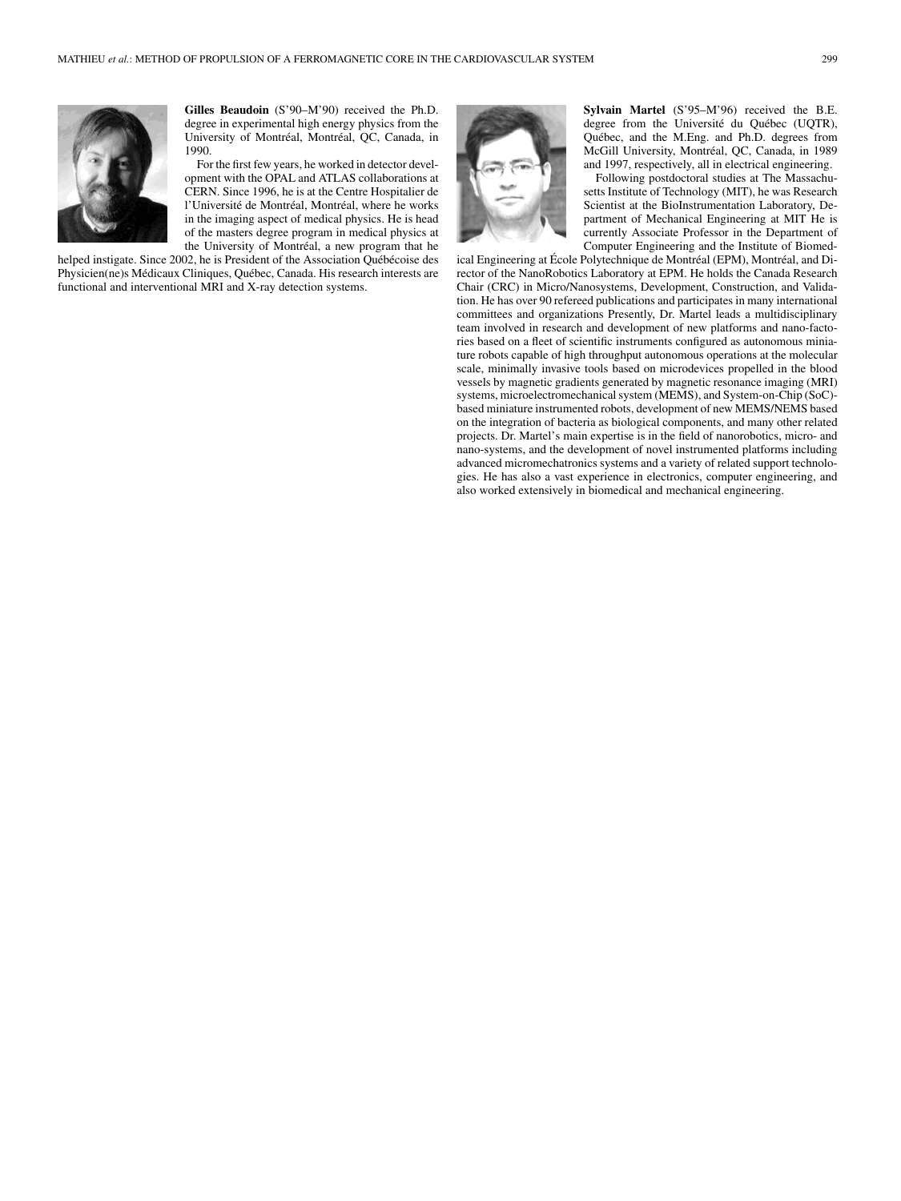**Gilles Beaudoin** (S'90–M'90) received the Ph.D. degree in experimental high energy physics from the University of Montréal, Montréal, QC, Canada, in 1990.

For the first few years, he worked in detector development with the OPAL and ATLAS collaborations at CERN. Since 1996, he is at the Centre Hospitalier de l'Université de Montréal, Montréal, where he works in the imaging aspect of medical physics. He is head of the masters degree program in medical physics at the University of Montréal, a new program that he helped instigate. Since 2002, he is President of the Association Québécoise des Physicien(ne)s Médicaux Cliniques, Québec, Canada. His research interests are functional and interventional MRI and X-ray detection systems.

**Sylvain Martel** (S'95–M'96) received the B.E. degree from the Université du Québec (UQTR), Québec, and the M.Eng. and Ph.D. degrees from McGill University, Montréal, QC, Canada, in 1989 and 1997, respectively, all in electrical engineering.

Following postdoctoral studies at The Massachusetts Institute of Technology (MIT), he was Research Scientist at the BioInstrumentation Laboratory, Department of Mechanical Engineering at MIT He is currently Associate Professor in the Department of Computer Engineering and the Institute of Biomedical Engineering at École Polytechnique de Montréal (EPM), Montréal, and Director of the NanoRobotics Laboratory at EPM. He holds the Canada Research Chair (CRC) in Micro/Nanosystems, Development, Construction, and Validation. He has over 90 refereed publications and participates in many international committees and organizations Presently, Dr. Martel leads a multidisciplinary team involved in research and development of new platforms and nano-factories based on a fleet of scientific instruments configured as autonomous miniature robots capable of high throughput autonomous operations at the molecular scale, minimally invasive tools based on microdevices propelled in the blood vessels by magnetic gradients generated by magnetic resonance imaging (MRI) systems, microelectromechanical system (MEMS), and System-on-Chip (SoC)-based miniature instrumented robots, development of new MEMS/NEMS based on the integration of bacteria as biological components, and many other related projects. Dr. Martel's main expertise is in the field of nanorobotics, micro- and nano-systems, and the development of novel instrumented platforms including advanced micromechatronics systems and a variety of related support technologies. He has also a vast experience in electronics, computer engineering, and also worked extensively in biomedical and mechanical engineering.